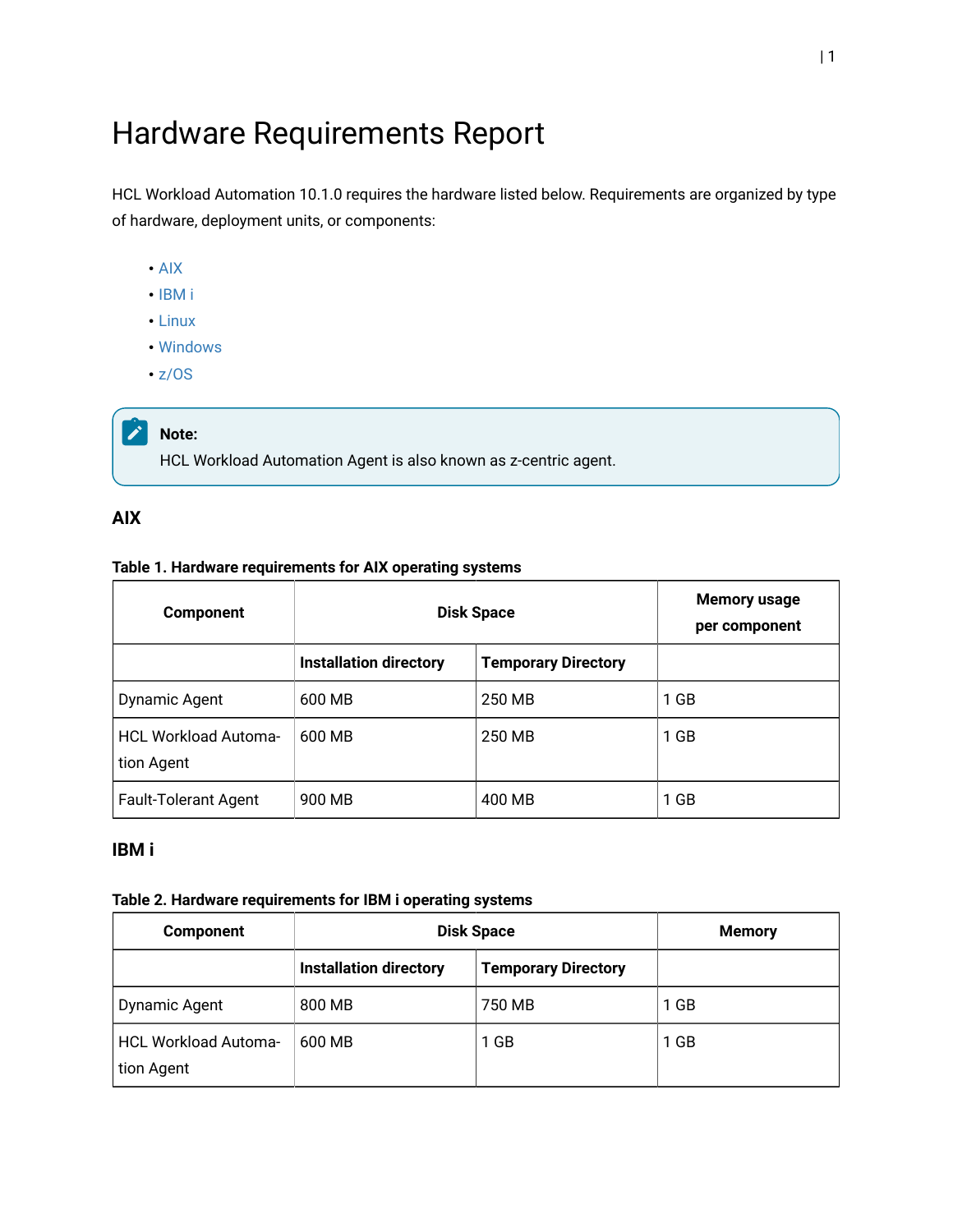# Hardware Requirements Report

HCL Workload Automation 10.1.0 requires the hardware listed below. Requirements are organized by type of hardware, deployment units, or components:

- AIX
- IBM i
- Linux
- Windows
- z/OS

> **Note:**
> HCL Workload Automation Agent is also known as z-centric agent.

## AIX

**Table 1. Hardware requirements for AIX operating systems**

| Component | Disk Space | | Memory usage per component |
|---|---|---|---|
| | Installation directory | Temporary Directory | |
| Dynamic Agent | 600 MB | 250 MB | 1 GB |
| HCL Workload Automation Agent | 600 MB | 250 MB | 1 GB |
| Fault-Tolerant Agent | 900 MB | 400 MB | 1 GB |

## IBM i

**Table 2. Hardware requirements for IBM i operating systems**

| Component | Disk Space | | Memory |
|---|---|---|---|
| | Installation directory | Temporary Directory | |
| Dynamic Agent | 800 MB | 750 MB | 1 GB |
| HCL Workload Automation Agent | 600 MB | 1 GB | 1 GB |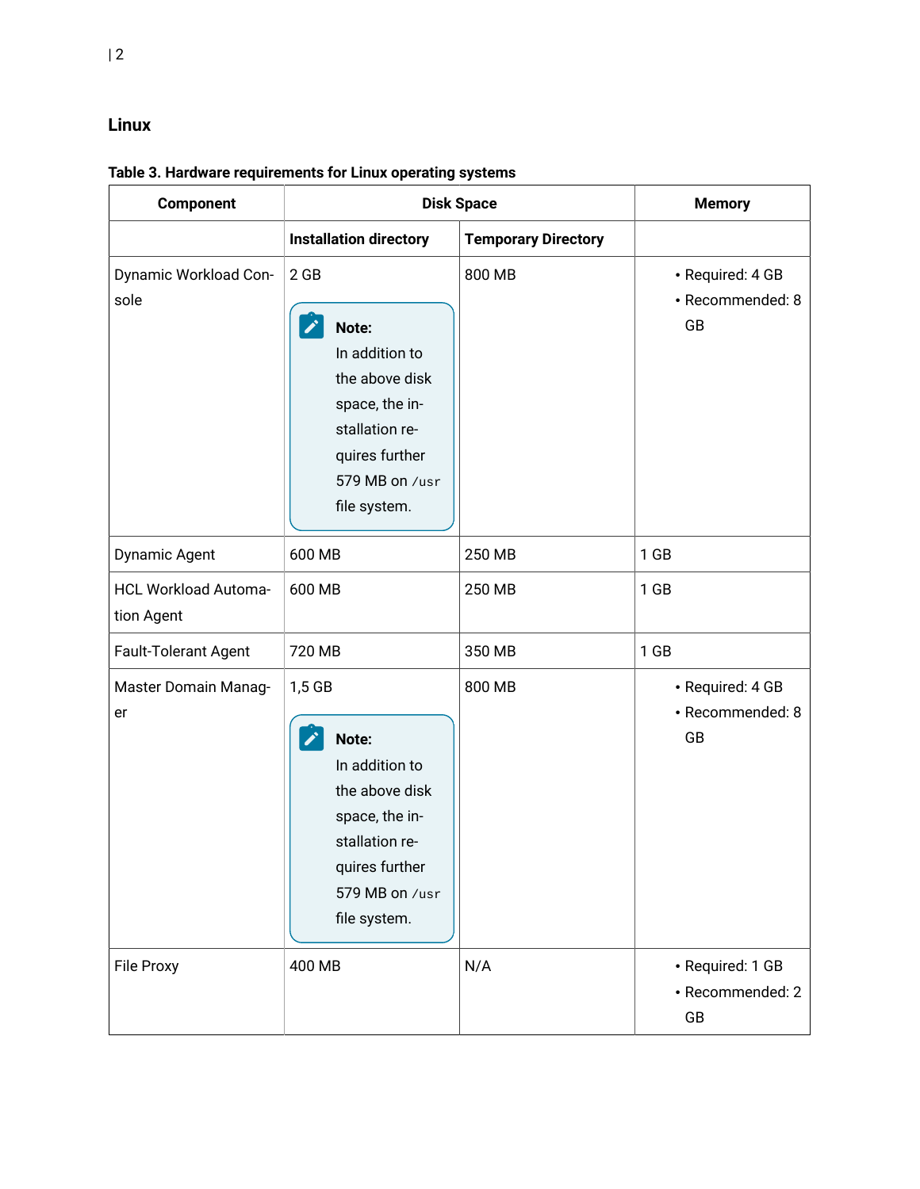## Linux

**Table 3. Hardware requirements for Linux operating systems**

| Component | Disk Space | | Memory |
|---|---|---|---|
| | **Installation directory** | **Temporary Directory** | |
| Dynamic Workload Console | 2 GB<br><br>**Note:** In addition to the above disk space, the installation requires further 579 MB on `/usr` file system. | 800 MB | • Required: 4 GB<br>• Recommended: 8 GB |
| Dynamic Agent | 600 MB | 250 MB | 1 GB |
| HCL Workload Automation Agent | 600 MB | 250 MB | 1 GB |
| Fault-Tolerant Agent | 720 MB | 350 MB | 1 GB |
| Master Domain Manager | 1,5 GB<br><br>**Note:** In addition to the above disk space, the installation requires further 579 MB on `/usr` file system. | 800 MB | • Required: 4 GB<br>• Recommended: 8 GB |
| File Proxy | 400 MB | N/A | • Required: 1 GB<br>• Recommended: 2 GB |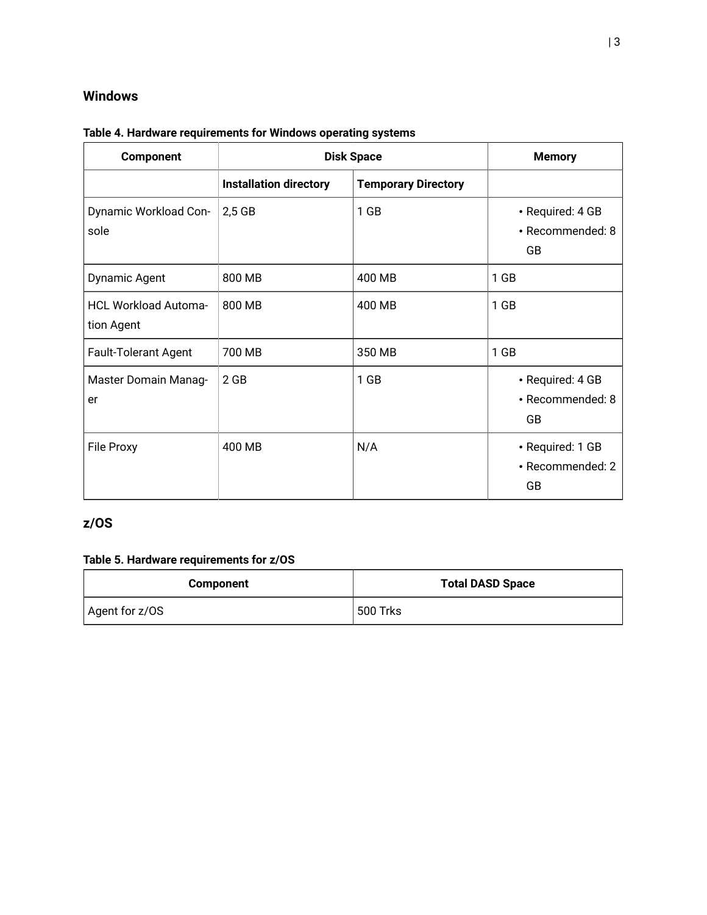## Windows

**Table 4. Hardware requirements for Windows operating systems**

| Component | Disk Space | | Memory |
|---|---|---|---|
| | **Installation directory** | **Temporary Directory** | |
| Dynamic Workload Console | 2,5 GB | 1 GB | • Required: 4 GB<br>• Recommended: 8 GB |
| Dynamic Agent | 800 MB | 400 MB | 1 GB |
| HCL Workload Automation Agent | 800 MB | 400 MB | 1 GB |
| Fault-Tolerant Agent | 700 MB | 350 MB | 1 GB |
| Master Domain Manager | 2 GB | 1 GB | • Required: 4 GB<br>• Recommended: 8 GB |
| File Proxy | 400 MB | N/A | • Required: 1 GB<br>• Recommended: 2 GB |

## z/OS

**Table 5. Hardware requirements for z/OS**

| Component | Total DASD Space |
|---|---|
| Agent for z/OS | 500 Trks |